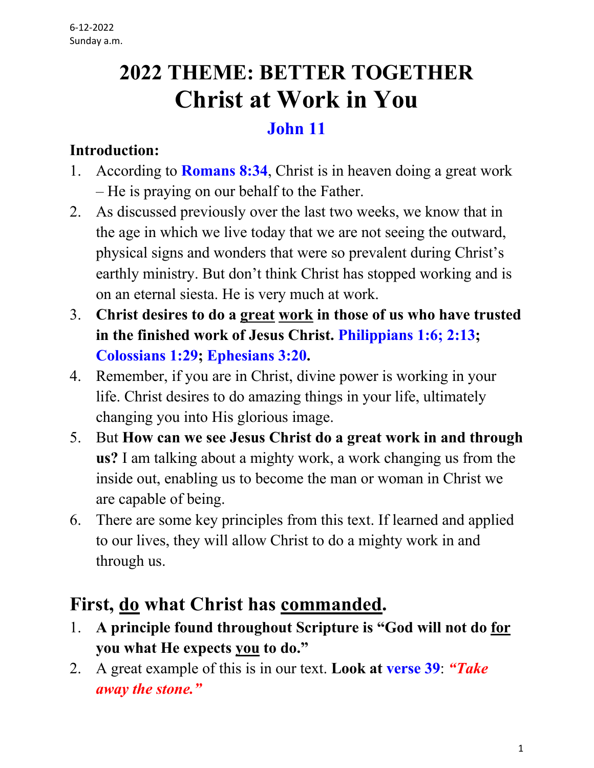6-12-2022
Sunday a.m.

# 2022 THEME: BETTER TOGETHER
# Christ at Work in You

## John 11

**Introduction:**

1. According to **Romans 8:34**, Christ is in heaven doing a great work – He is praying on our behalf to the Father.
2. As discussed previously over the last two weeks, we know that in the age in which we live today that we are not seeing the outward, physical signs and wonders that were so prevalent during Christ's earthly ministry. But don't think Christ has stopped working and is on an eternal siesta. He is very much at work.
3. **Christ desires to do a <u>great</u> <u>work</u> in those of us who have trusted in the finished work of Jesus Christ. Philippians 1:6; 2:13; Colossians 1:29; Ephesians 3:20.**
4. Remember, if you are in Christ, divine power is working in your life. Christ desires to do amazing things in your life, ultimately changing you into His glorious image.
5. But **How can we see Jesus Christ do a great work in and through us?** I am talking about a mighty work, a work changing us from the inside out, enabling us to become the man or woman in Christ we are capable of being.
6. There are some key principles from this text. If learned and applied to our lives, they will allow Christ to do a mighty work in and through us.

## First, <u>do</u> what Christ has <u>commanded</u>.

1. **A principle found throughout Scripture is "God will not do <u>for</u> you what He expects <u>you</u> to do."**
2. A great example of this is in our text. **Look at verse 39**: ***"Take away the stone."***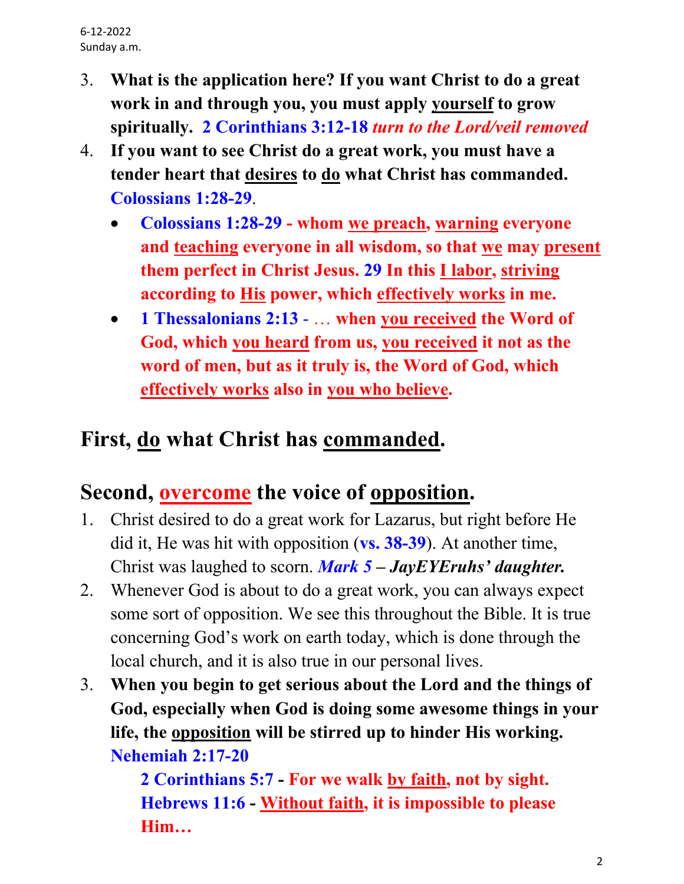6-12-2022
Sunday a.m.

3. **What is the application here? If you want Christ to do a great work in and through you, you must apply <u>yourself</u> to grow spiritually. 2 Corinthians 3:12-18** ***turn to the Lord/veil removed***
4. **If you want to see Christ do a great work, you must have a tender heart that <u>desires</u> to <u>do</u> what Christ has commanded. Colossians 1:28-29**.
   - **Colossians 1:28-29 - whom <u>we preach</u>, <u>warning</u> everyone and <u>teaching</u> everyone in all wisdom, so that <u>we</u> may <u>present</u> them perfect in Christ Jesus. 29 In this <u>I labor</u>, <u>striving</u> according to <u>His</u> power, which <u>effectively works</u> in me.**
   - **1 Thessalonians 2:13** - … **when <u>you received</u> the Word of God, which <u>you heard</u> from us, <u>you received</u> it not as the word of men, but as it truly is, the Word of God, which <u>effectively works</u> also in <u>you who believe</u>.**

## First, <u>do</u> what Christ has <u>commanded</u>.

## Second, <u>overcome</u> the voice of <u>opposition</u>.

1. Christ desired to do a great work for Lazarus, but right before He did it, He was hit with opposition (**vs. 38-39**). At another time, Christ was laughed to scorn. ***Mark 5 – JayEYEruhs' daughter.***
2. Whenever God is about to do a great work, you can always expect some sort of opposition. We see this throughout the Bible. It is true concerning God's work on earth today, which is done through the local church, and it is also true in our personal lives.
3. **When you begin to get serious about the Lord and the things of God, especially when God is doing some awesome things in your life, the <u>opposition</u> will be stirred up to hinder His working. Nehemiah 2:17-20**

   **2 Corinthians 5:7 - For we walk <u>by faith</u>, not by sight.**
   **Hebrews 11:6 - <u>Without faith</u>, it is impossible to please Him…**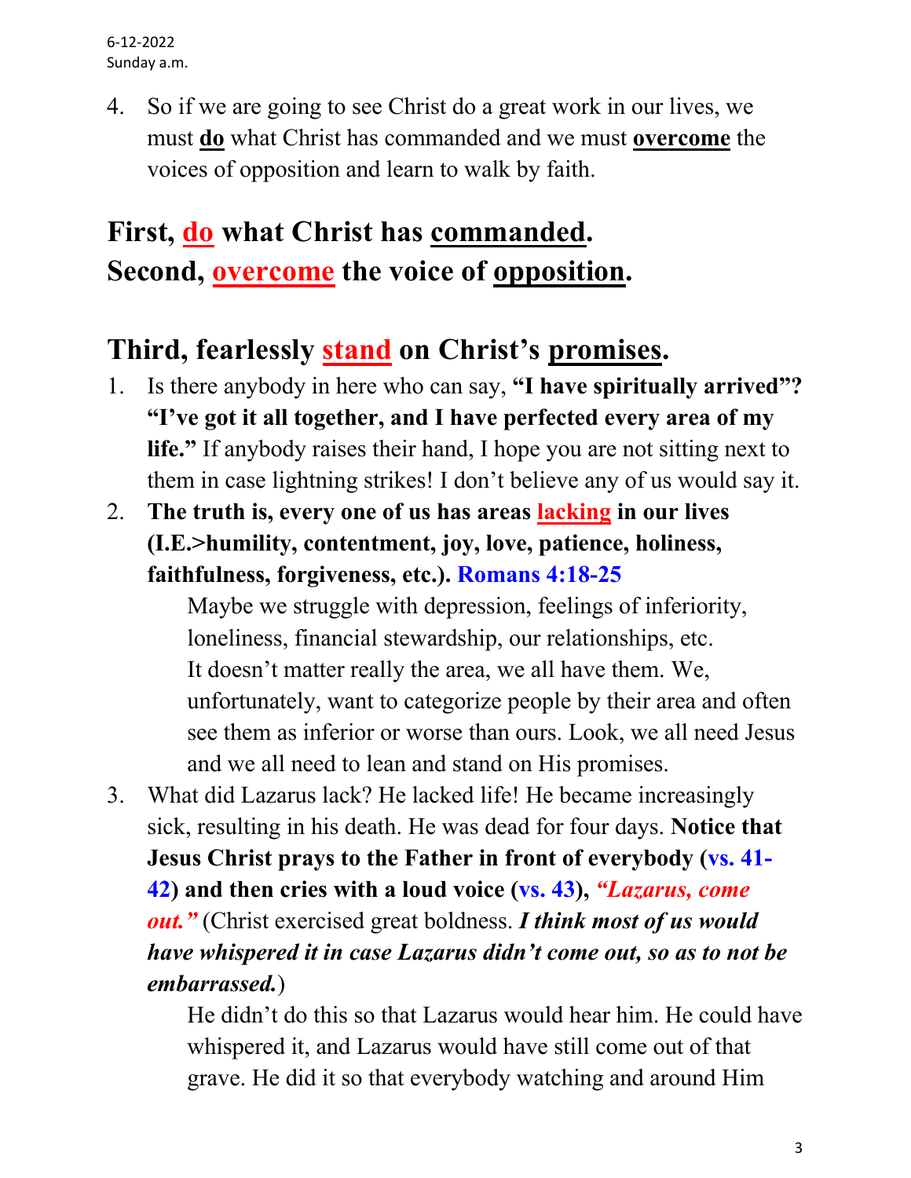4. So if we are going to see Christ do a great work in our lives, we must **do** what Christ has commanded and we must **overcome** the voices of opposition and learn to walk by faith.

## First, do what Christ has commanded.
## Second, overcome the voice of opposition.

## Third, fearlessly stand on Christ's promises.

1. Is there anybody in here who can say, **"I have spiritually arrived"? "I've got it all together, and I have perfected every area of my life."** If anybody raises their hand, I hope you are not sitting next to them in case lightning strikes! I don't believe any of us would say it.
2. **The truth is, every one of us has areas lacking in our lives (I.E.>humility, contentment, joy, love, patience, holiness, faithfulness, forgiveness, etc.). Romans 4:18-25**

   Maybe we struggle with depression, feelings of inferiority, loneliness, financial stewardship, our relationships, etc. It doesn't matter really the area, we all have them. We, unfortunately, want to categorize people by their area and often see them as inferior or worse than ours. Look, we all need Jesus and we all need to lean and stand on His promises.
3. What did Lazarus lack? He lacked life! He became increasingly sick, resulting in his death. He was dead for four days. **Notice that Jesus Christ prays to the Father in front of everybody (vs. 41-42) and then cries with a loud voice (vs. 43),** ***"Lazarus, come out."*** (Christ exercised great boldness. ***I think most of us would have whispered it in case Lazarus didn't come out, so as to not be embarrassed.***)

   He didn't do this so that Lazarus would hear him. He could have whispered it, and Lazarus would have still come out of that grave. He did it so that everybody watching and around Him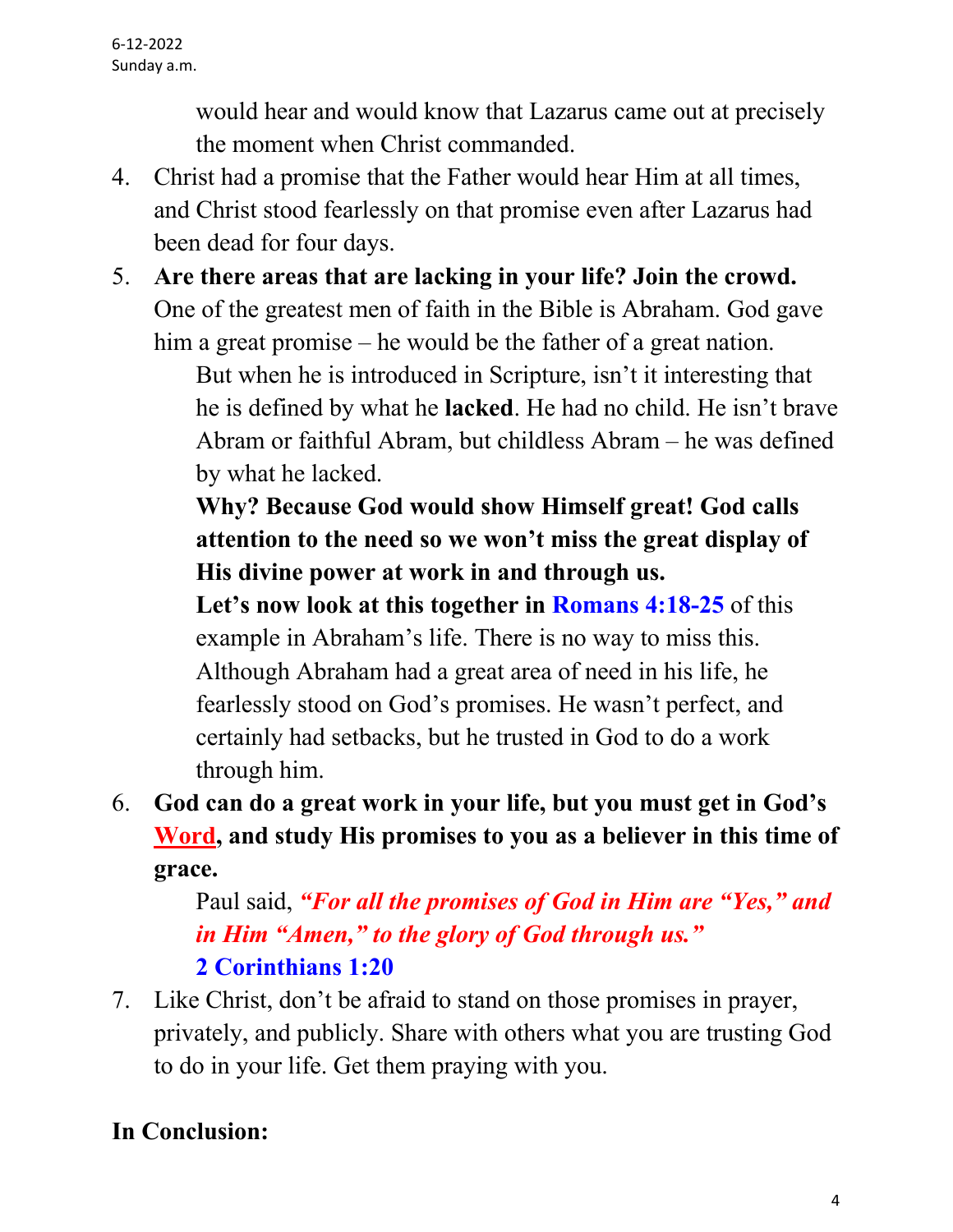would hear and would know that Lazarus came out at precisely the moment when Christ commanded.

4. Christ had a promise that the Father would hear Him at all times, and Christ stood fearlessly on that promise even after Lazarus had been dead for four days.
5. **Are there areas that are lacking in your life? Join the crowd.** One of the greatest men of faith in the Bible is Abraham. God gave him a great promise – he would be the father of a great nation.

   But when he is introduced in Scripture, isn't it interesting that he is defined by what he **lacked**. He had no child. He isn't brave Abram or faithful Abram, but childless Abram – he was defined by what he lacked.

   **Why? Because God would show Himself great! God calls attention to the need so we won't miss the great display of His divine power at work in and through us.**

   **Let's now look at this together in Romans 4:18-25** of this example in Abraham's life. There is no way to miss this. Although Abraham had a great area of need in his life, he fearlessly stood on God's promises. He wasn't perfect, and certainly had setbacks, but he trusted in God to do a work through him.
6. **God can do a great work in your life, but you must get in God's <u>Word</u>, and study His promises to you as a believer in this time of grace.**

   Paul said, ***"For all the promises of God in Him are "Yes," and in Him "Amen," to the glory of God through us."***
   **2 Corinthians 1:20**
7. Like Christ, don't be afraid to stand on those promises in prayer, privately, and publicly. Share with others what you are trusting God to do in your life. Get them praying with you.

**In Conclusion:**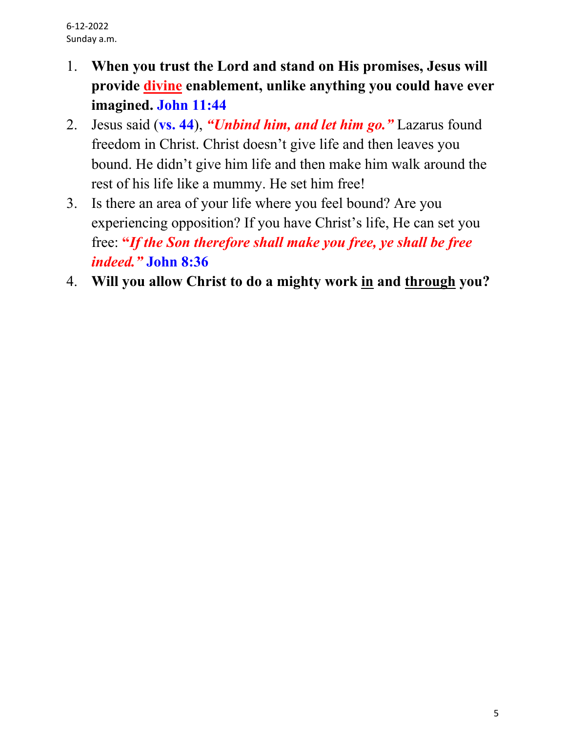6-12-2022
Sunday a.m.

1. **When you trust the Lord and stand on His promises, Jesus will provide <u>divine</u> enablement, unlike anything you could have ever imagined. John 11:44**
2. Jesus said (**vs. 44**), ***"Unbind him, and let him go."*** Lazarus found freedom in Christ. Christ doesn't give life and then leaves you bound. He didn't give him life and then make him walk around the rest of his life like a mummy. He set him free!
3. Is there an area of your life where you feel bound? Are you experiencing opposition? If you have Christ's life, He can set you free: ***"If the Son therefore shall make you free, ye shall be free indeed."*** **John 8:36**
4. **Will you allow Christ to do a mighty work <u>in</u> and <u>through</u> you?**